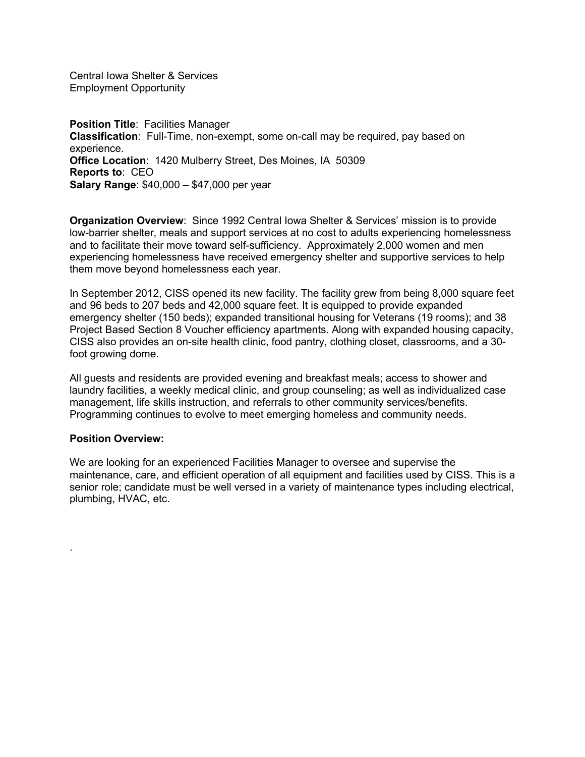Central Iowa Shelter & Services
Employment Opportunity

**Position Title**: Facilities Manager
**Classification**: Full-Time, non-exempt, some on-call may be required, pay based on experience.
**Office Location**: 1420 Mulberry Street, Des Moines, IA 50309
**Reports to**: CEO
**Salary Range**: $40,000 – $47,000 per year

**Organization Overview**: Since 1992 Central Iowa Shelter & Services' mission is to provide low-barrier shelter, meals and support services at no cost to adults experiencing homelessness and to facilitate their move toward self-sufficiency. Approximately 2,000 women and men experiencing homelessness have received emergency shelter and supportive services to help them move beyond homelessness each year.

In September 2012, CISS opened its new facility. The facility grew from being 8,000 square feet and 96 beds to 207 beds and 42,000 square feet. It is equipped to provide expanded emergency shelter (150 beds); expanded transitional housing for Veterans (19 rooms); and 38 Project Based Section 8 Voucher efficiency apartments. Along with expanded housing capacity, CISS also provides an on-site health clinic, food pantry, clothing closet, classrooms, and a 30-foot growing dome.

All guests and residents are provided evening and breakfast meals; access to shower and laundry facilities, a weekly medical clinic, and group counseling; as well as individualized case management, life skills instruction, and referrals to other community services/benefits. Programming continues to evolve to meet emerging homeless and community needs.

**Position Overview:**

We are looking for an experienced Facilities Manager to oversee and supervise the maintenance, care, and efficient operation of all equipment and facilities used by CISS. This is a senior role; candidate must be well versed in a variety of maintenance types including electrical, plumbing, HVAC, etc.

.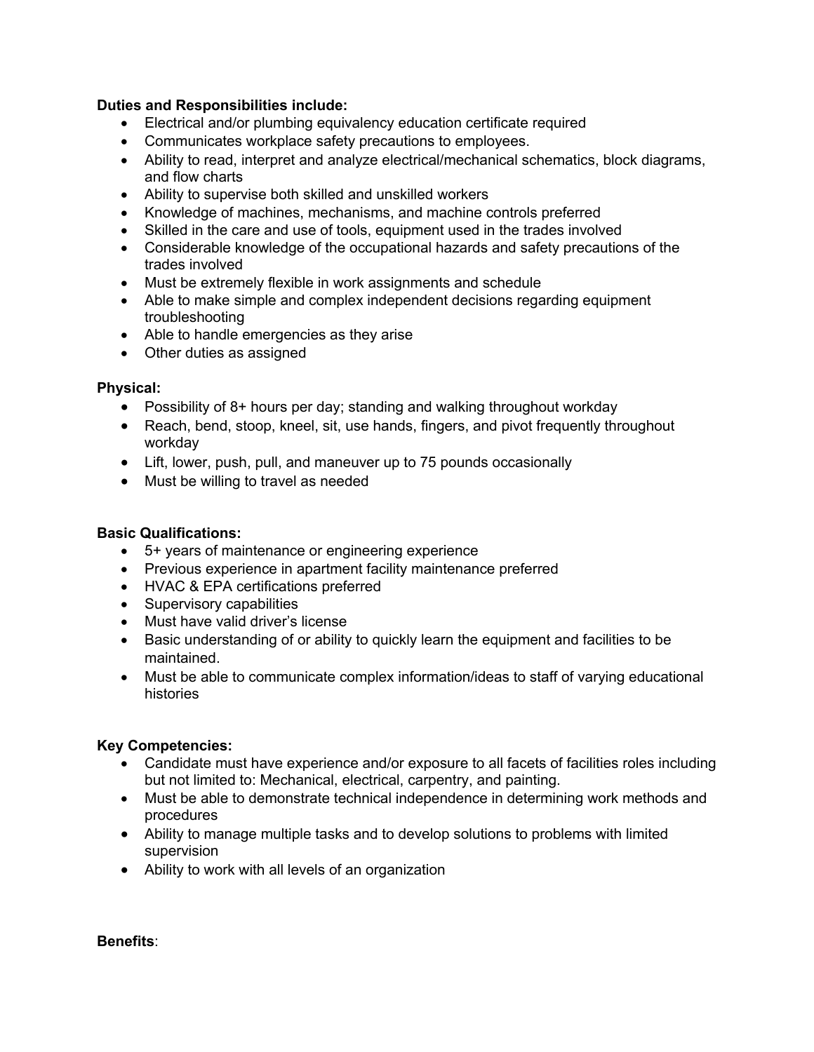**Duties and Responsibilities include:**

- Electrical and/or plumbing equivalency education certificate required
- Communicates workplace safety precautions to employees.
- Ability to read, interpret and analyze electrical/mechanical schematics, block diagrams, and flow charts
- Ability to supervise both skilled and unskilled workers
- Knowledge of machines, mechanisms, and machine controls preferred
- Skilled in the care and use of tools, equipment used in the trades involved
- Considerable knowledge of the occupational hazards and safety precautions of the trades involved
- Must be extremely flexible in work assignments and schedule
- Able to make simple and complex independent decisions regarding equipment troubleshooting
- Able to handle emergencies as they arise
- Other duties as assigned

**Physical:**

- Possibility of 8+ hours per day; standing and walking throughout workday
- Reach, bend, stoop, kneel, sit, use hands, fingers, and pivot frequently throughout workday
- Lift, lower, push, pull, and maneuver up to 75 pounds occasionally
- Must be willing to travel as needed

**Basic Qualifications:**

- 5+ years of maintenance or engineering experience
- Previous experience in apartment facility maintenance preferred
- HVAC & EPA certifications preferred
- Supervisory capabilities
- Must have valid driver's license
- Basic understanding of or ability to quickly learn the equipment and facilities to be maintained.
- Must be able to communicate complex information/ideas to staff of varying educational histories

**Key Competencies:**

- Candidate must have experience and/or exposure to all facets of facilities roles including but not limited to: Mechanical, electrical, carpentry, and painting.
- Must be able to demonstrate technical independence in determining work methods and procedures
- Ability to manage multiple tasks and to develop solutions to problems with limited supervision
- Ability to work with all levels of an organization

**Benefits**: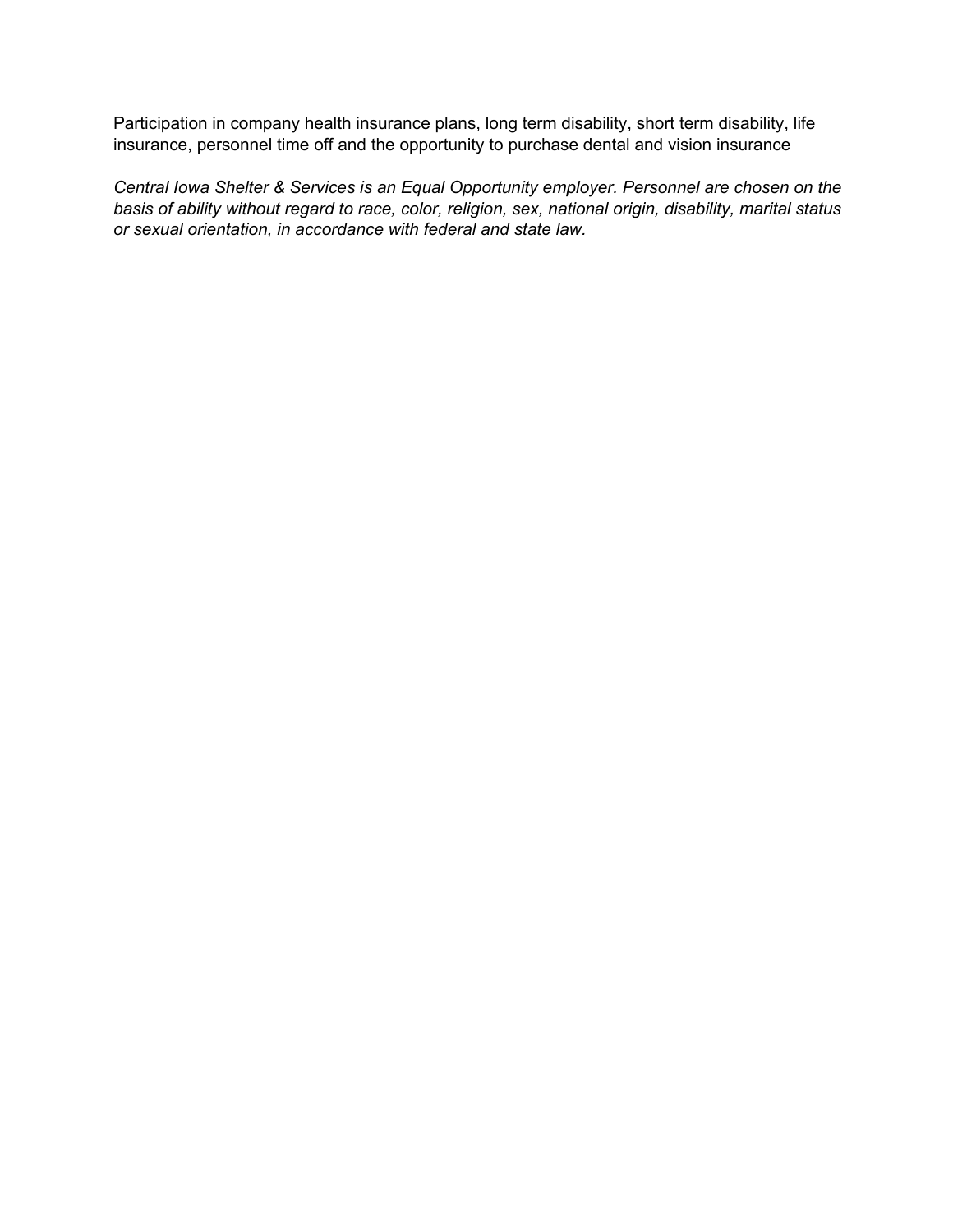Participation in company health insurance plans, long term disability, short term disability, life insurance, personnel time off and the opportunity to purchase dental and vision insurance

*Central Iowa Shelter & Services is an Equal Opportunity employer. Personnel are chosen on the basis of ability without regard to race, color, religion, sex, national origin, disability, marital status or sexual orientation, in accordance with federal and state law.*